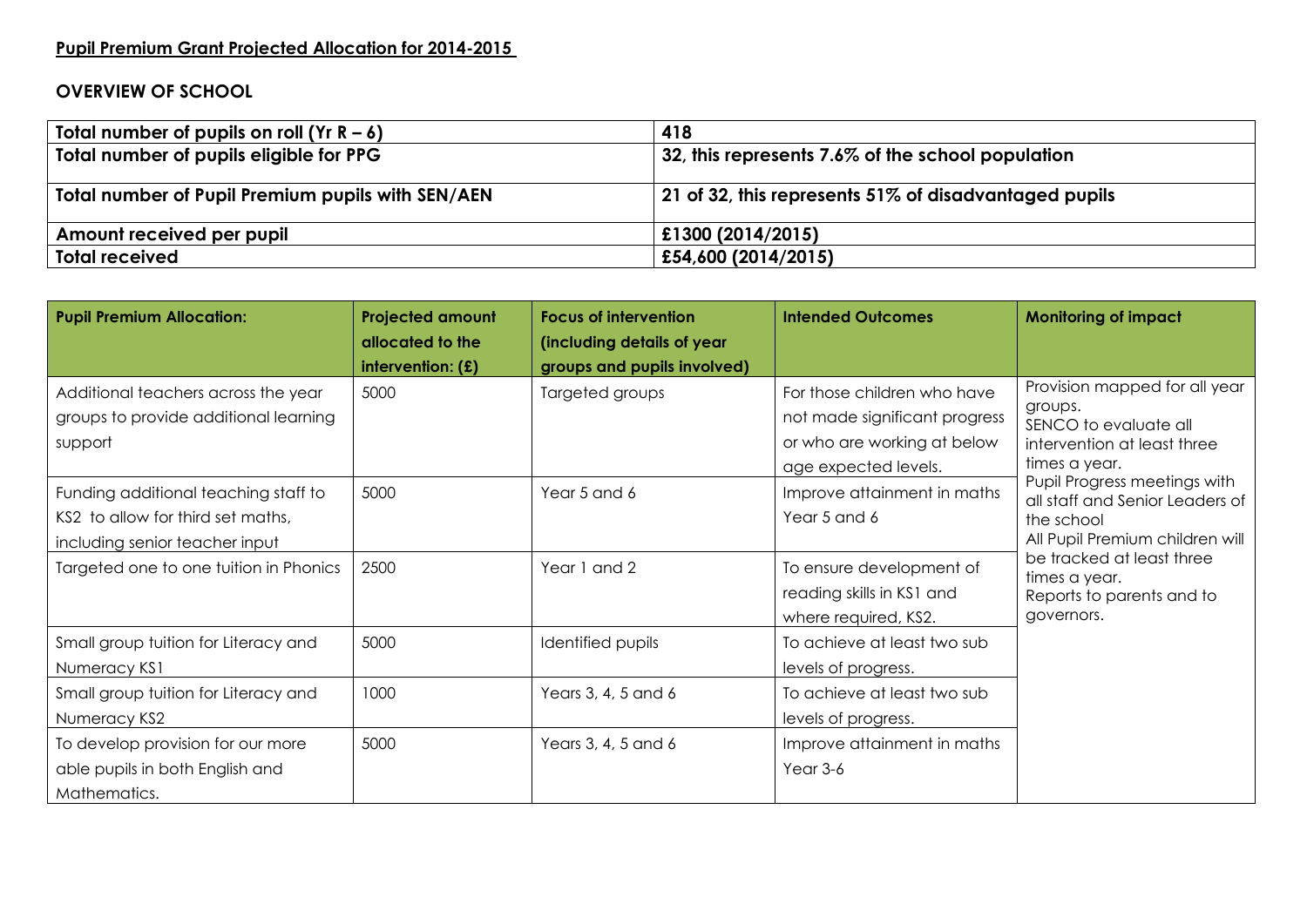## **Pupil Premium Grant Projected Allocation for 2014-2015**

### **OVERVIEW OF SCHOOL**

| **Total number of pupils on roll (Yr R – 6)** | **418** |
|---|---|
| **Total number of pupils eligible for PPG** | **32, this represents 7.6% of the school population** |
| **Total number of Pupil Premium pupils with SEN/AEN** | **21 of 32, this represents 51% of disadvantaged pupils** |
| **Amount received per pupil** | **£1300 (2014/2015)** |
| **Total received** | **£54,600 (2014/2015)** |

| **Pupil Premium Allocation:** | **Projected amount allocated to the intervention: (£)** | **Focus of intervention (including details of year groups and pupils involved)** | **Intended Outcomes** | **Monitoring of impact** |
|---|---|---|---|---|
| Additional teachers across the year groups to provide additional learning support | 5000 | Targeted groups | For those children who have not made significant progress or who are working at below age expected levels. | Provision mapped for all year groups.<br>SENCO to evaluate all intervention at least three times a year.<br>Pupil Progress meetings with all staff and Senior Leaders of the school<br>All Pupil Premium children will be tracked at least three times a year.<br>Reports to parents and to governors. |
| Funding additional teaching staff to KS2 to allow for third set maths, including senior teacher input | 5000 | Year 5 and 6 | Improve attainment in maths Year 5 and 6 | |
| Targeted one to one tuition in Phonics | 2500 | Year 1 and 2 | To ensure development of reading skills in KS1 and where required, KS2. | |
| Small group tuition for Literacy and Numeracy KS1 | 5000 | Identified pupils | To achieve at least two sub levels of progress. | |
| Small group tuition for Literacy and Numeracy KS2 | 1000 | Years 3, 4, 5 and 6 | To achieve at least two sub levels of progress. | |
| To develop provision for our more able pupils in both English and Mathematics. | 5000 | Years 3, 4, 5 and 6 | Improve attainment in maths Year 3-6 | |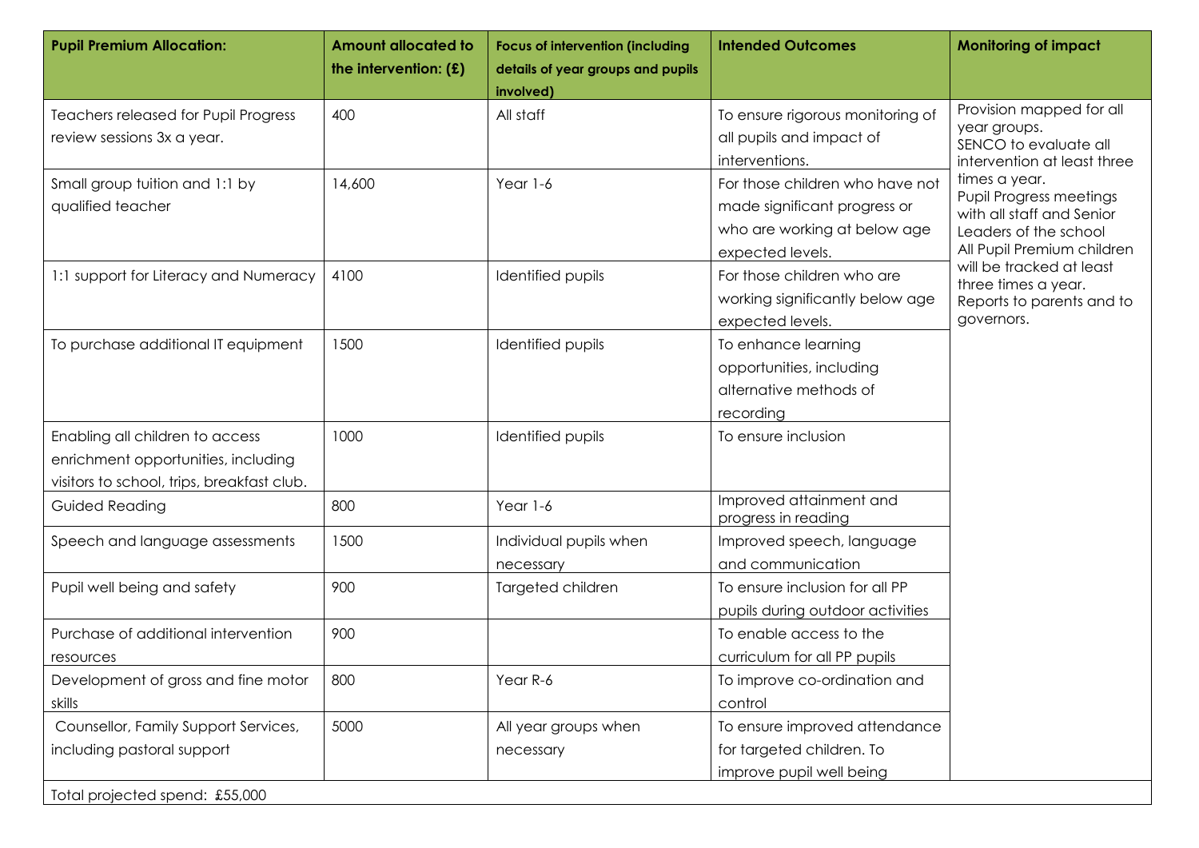| Pupil Premium Allocation: | Amount allocated to the intervention: (£) | Focus of intervention (including details of year groups and pupils involved) | Intended Outcomes | Monitoring of impact |
|---|---|---|---|---|
| Teachers released for Pupil Progress review sessions 3x a year. | 400 | All staff | To ensure rigorous monitoring of all pupils and impact of interventions. | Provision mapped for all year groups. SENCO to evaluate all intervention at least three times a year. Pupil Progress meetings with all staff and Senior Leaders of the school All Pupil Premium children will be tracked at least three times a year. Reports to parents and to governors. |
| Small group tuition and 1:1 by qualified teacher | 14,600 | Year 1-6 | For those children who have not made significant progress or who are working at below age expected levels. | |
| 1:1 support for Literacy and Numeracy | 4100 | Identified pupils | For those children who are working significantly below age expected levels. | |
| To purchase additional IT equipment | 1500 | Identified pupils | To enhance learning opportunities, including alternative methods of recording | |
| Enabling all children to access enrichment opportunities, including visitors to school, trips, breakfast club. | 1000 | Identified pupils | To ensure inclusion | |
| Guided Reading | 800 | Year 1-6 | Improved attainment and progress in reading | |
| Speech and language assessments | 1500 | Individual pupils when necessary | Improved speech, language and communication | |
| Pupil well being and safety | 900 | Targeted children | To ensure inclusion for all PP pupils during outdoor activities | |
| Purchase of additional intervention resources | 900 | | To enable access to the curriculum for all PP pupils | |
| Development of gross and fine motor skills | 800 | Year R-6 | To improve co-ordination and control | |
| Counsellor, Family Support Services, including pastoral support | 5000 | All year groups when necessary | To ensure improved attendance for targeted children. To improve pupil well being | |
| Total projected spend: £55,000 | | | | |